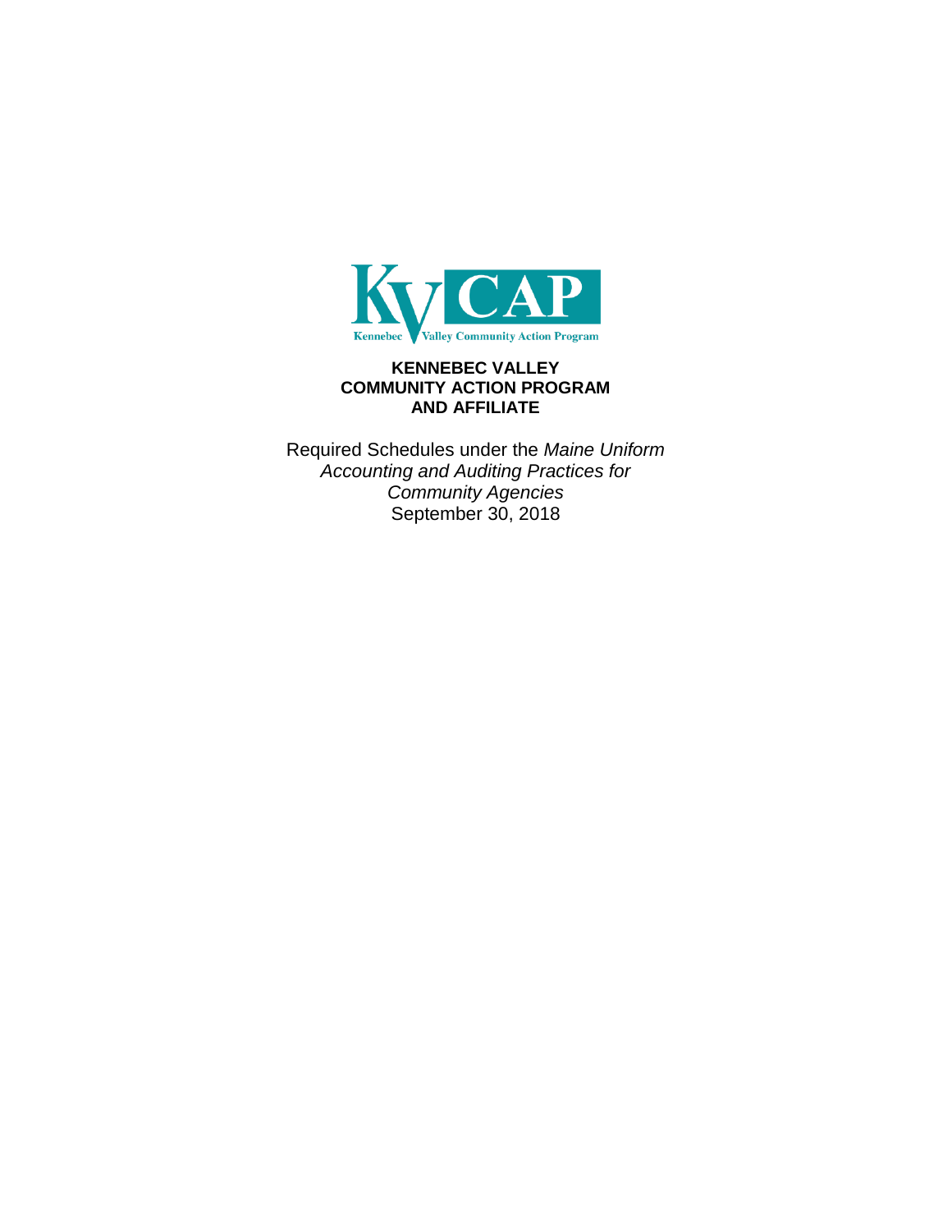# KENNEBEC VALLEY COMMUNITY ACTION PROGRAM AND AFFILIATE

Required Schedules under the *Maine Uniform Accounting and Auditing Practices for Community Agencies*
September 30, 2018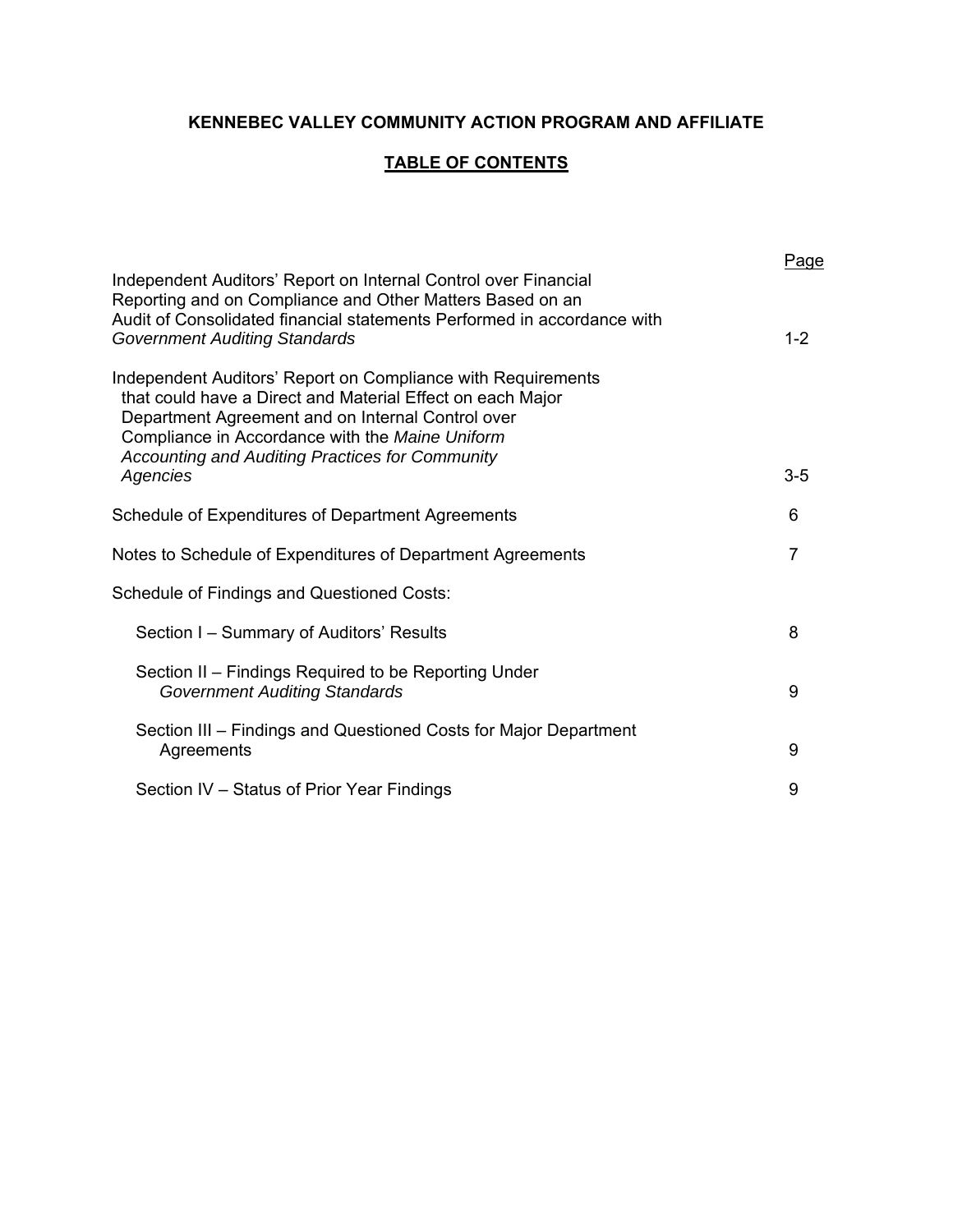**KENNEBEC VALLEY COMMUNITY ACTION PROGRAM AND AFFILIATE**

**TABLE OF CONTENTS**

| | Page |
|---|---|
| Independent Auditors' Report on Internal Control over Financial Reporting and on Compliance and Other Matters Based on an Audit of Consolidated financial statements Performed in accordance with *Government Auditing Standards* | 1-2 |
| Independent Auditors' Report on Compliance with Requirements that could have a Direct and Material Effect on each Major Department Agreement and on Internal Control over Compliance in Accordance with the *Maine Uniform Accounting and Auditing Practices for Community Agencies* | 3-5 |
| Schedule of Expenditures of Department Agreements | 6 |
| Notes to Schedule of Expenditures of Department Agreements | 7 |
| Schedule of Findings and Questioned Costs: | |
| Section I – Summary of Auditors' Results | 8 |
| Section II – Findings Required to be Reporting Under *Government Auditing Standards* | 9 |
| Section III – Findings and Questioned Costs for Major Department Agreements | 9 |
| Section IV – Status of Prior Year Findings | 9 |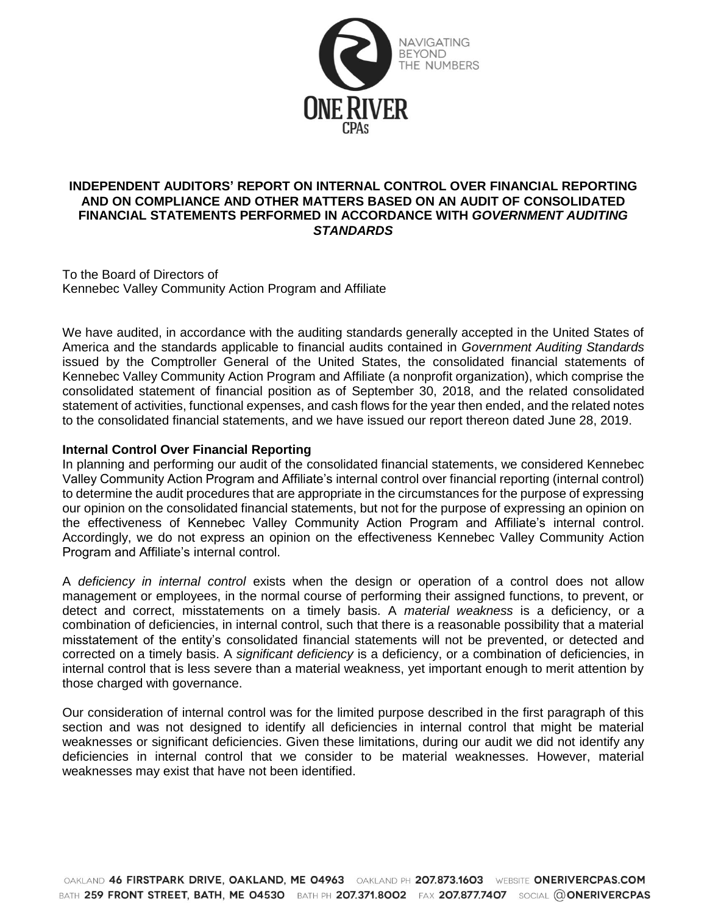# INDEPENDENT AUDITORS' REPORT ON INTERNAL CONTROL OVER FINANCIAL REPORTING AND ON COMPLIANCE AND OTHER MATTERS BASED ON AN AUDIT OF CONSOLIDATED FINANCIAL STATEMENTS PERFORMED IN ACCORDANCE WITH *GOVERNMENT AUDITING STANDARDS*

To the Board of Directors of
Kennebec Valley Community Action Program and Affiliate

We have audited, in accordance with the auditing standards generally accepted in the United States of America and the standards applicable to financial audits contained in *Government Auditing Standards* issued by the Comptroller General of the United States, the consolidated financial statements of Kennebec Valley Community Action Program and Affiliate (a nonprofit organization), which comprise the consolidated statement of financial position as of September 30, 2018, and the related consolidated statement of activities, functional expenses, and cash flows for the year then ended, and the related notes to the consolidated financial statements, and we have issued our report thereon dated June 28, 2019.

**Internal Control Over Financial Reporting**

In planning and performing our audit of the consolidated financial statements, we considered Kennebec Valley Community Action Program and Affiliate's internal control over financial reporting (internal control) to determine the audit procedures that are appropriate in the circumstances for the purpose of expressing our opinion on the consolidated financial statements, but not for the purpose of expressing an opinion on the effectiveness of Kennebec Valley Community Action Program and Affiliate's internal control. Accordingly, we do not express an opinion on the effectiveness Kennebec Valley Community Action Program and Affiliate's internal control.

A *deficiency in internal control* exists when the design or operation of a control does not allow management or employees, in the normal course of performing their assigned functions, to prevent, or detect and correct, misstatements on a timely basis. A *material weakness* is a deficiency, or a combination of deficiencies, in internal control, such that there is a reasonable possibility that a material misstatement of the entity's consolidated financial statements will not be prevented, or detected and corrected on a timely basis. A *significant deficiency* is a deficiency, or a combination of deficiencies, in internal control that is less severe than a material weakness, yet important enough to merit attention by those charged with governance.

Our consideration of internal control was for the limited purpose described in the first paragraph of this section and was not designed to identify all deficiencies in internal control that might be material weaknesses or significant deficiencies. Given these limitations, during our audit we did not identify any deficiencies in internal control that we consider to be material weaknesses. However, material weaknesses may exist that have not been identified.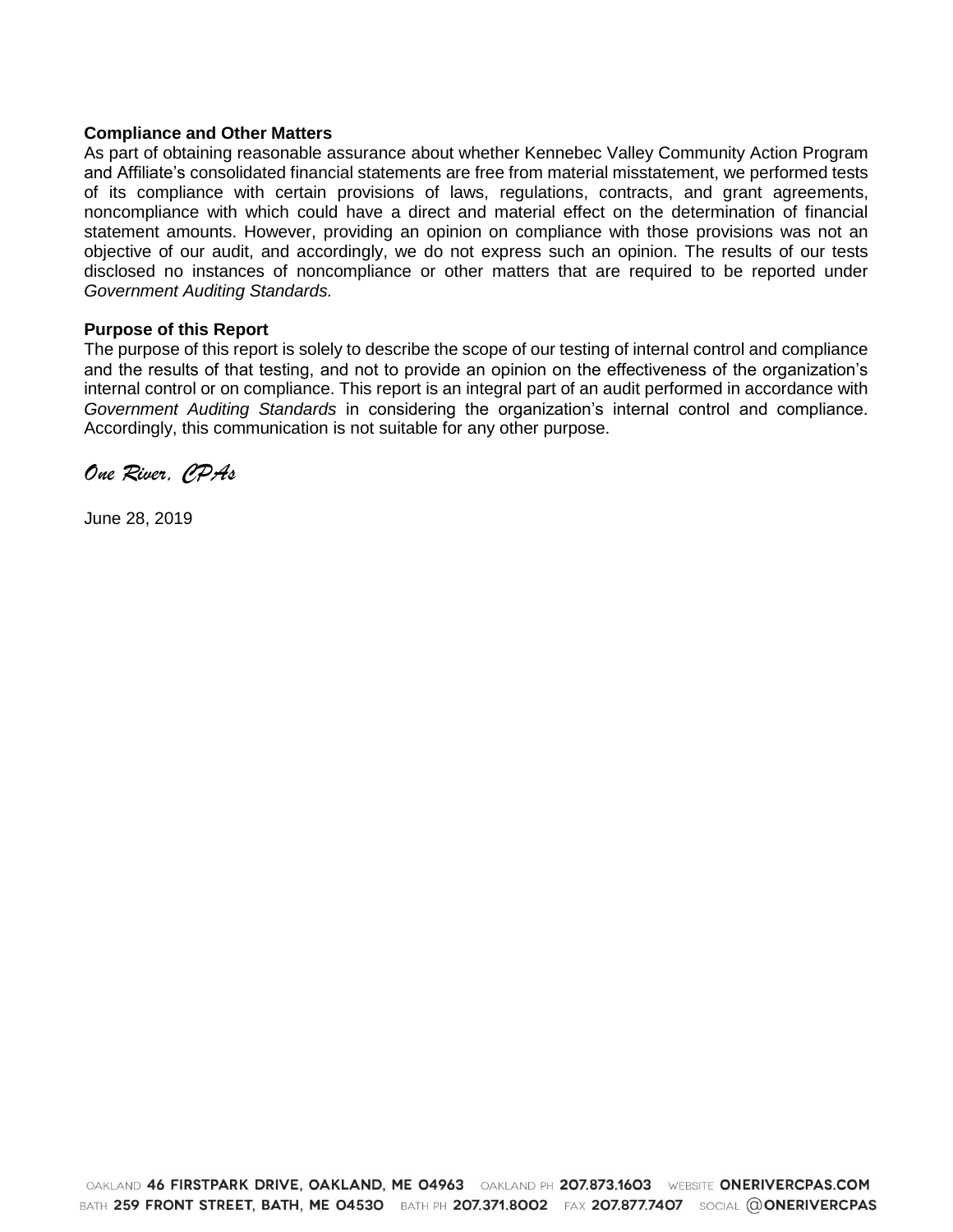**Compliance and Other Matters**

As part of obtaining reasonable assurance about whether Kennebec Valley Community Action Program and Affiliate's consolidated financial statements are free from material misstatement, we performed tests of its compliance with certain provisions of laws, regulations, contracts, and grant agreements, noncompliance with which could have a direct and material effect on the determination of financial statement amounts. However, providing an opinion on compliance with those provisions was not an objective of our audit, and accordingly, we do not express such an opinion. The results of our tests disclosed no instances of noncompliance or other matters that are required to be reported under *Government Auditing Standards.*

**Purpose of this Report**

The purpose of this report is solely to describe the scope of our testing of internal control and compliance and the results of that testing, and not to provide an opinion on the effectiveness of the organization's internal control or on compliance. This report is an integral part of an audit performed in accordance with *Government Auditing Standards* in considering the organization's internal control and compliance. Accordingly, this communication is not suitable for any other purpose.

*One River, CPAs*

June 28, 2019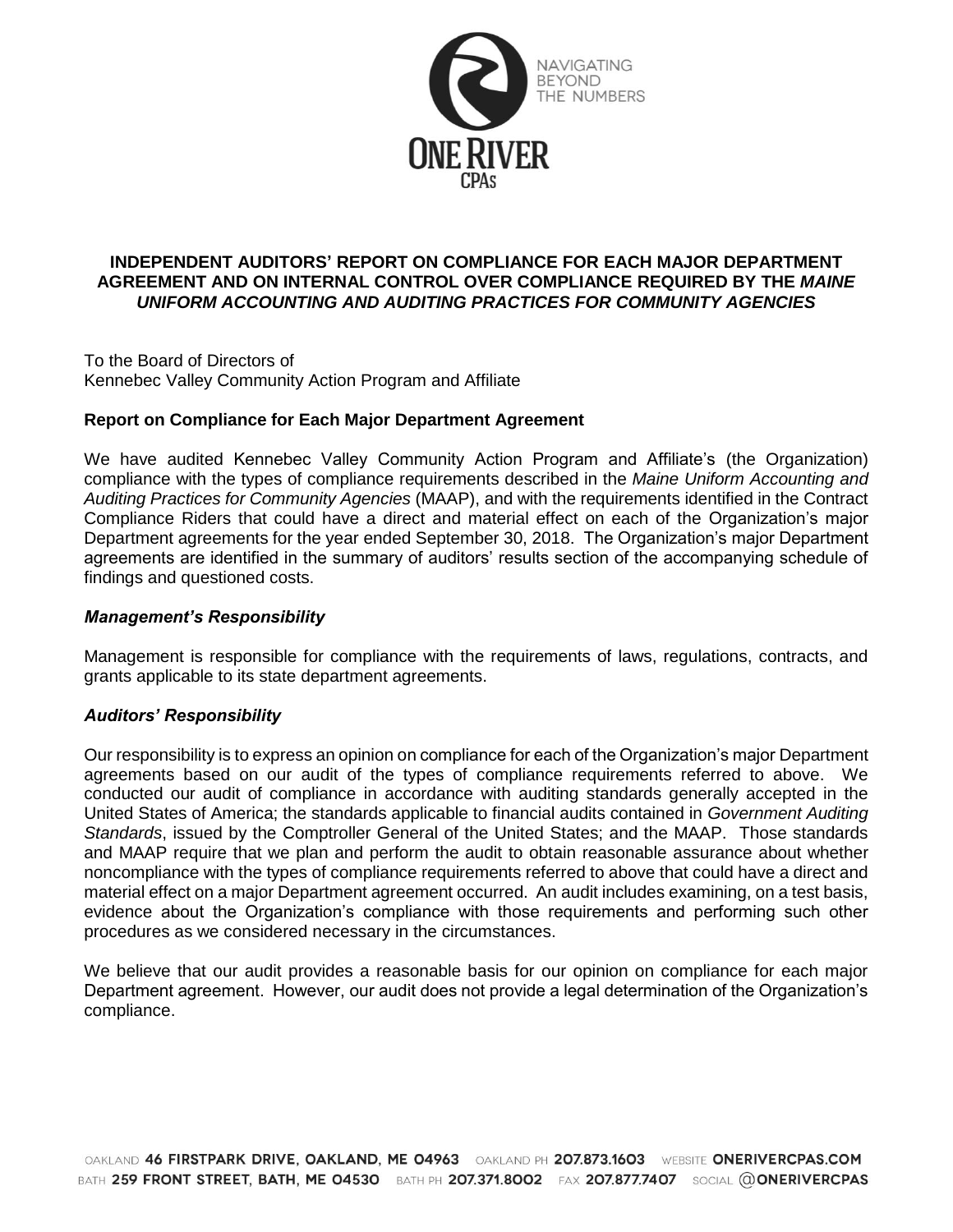**INDEPENDENT AUDITORS' REPORT ON COMPLIANCE FOR EACH MAJOR DEPARTMENT AGREEMENT AND ON INTERNAL CONTROL OVER COMPLIANCE REQUIRED BY THE *MAINE UNIFORM ACCOUNTING AND AUDITING PRACTICES FOR COMMUNITY AGENCIES***

To the Board of Directors of
Kennebec Valley Community Action Program and Affiliate

**Report on Compliance for Each Major Department Agreement**

We have audited Kennebec Valley Community Action Program and Affiliate's (the Organization) compliance with the types of compliance requirements described in the *Maine Uniform Accounting and Auditing Practices for Community Agencies* (MAAP), and with the requirements identified in the Contract Compliance Riders that could have a direct and material effect on each of the Organization's major Department agreements for the year ended September 30, 2018. The Organization's major Department agreements are identified in the summary of auditors' results section of the accompanying schedule of findings and questioned costs.

***Management's Responsibility***

Management is responsible for compliance with the requirements of laws, regulations, contracts, and grants applicable to its state department agreements.

***Auditors' Responsibility***

Our responsibility is to express an opinion on compliance for each of the Organization's major Department agreements based on our audit of the types of compliance requirements referred to above. We conducted our audit of compliance in accordance with auditing standards generally accepted in the United States of America; the standards applicable to financial audits contained in *Government Auditing Standards*, issued by the Comptroller General of the United States; and the MAAP. Those standards and MAAP require that we plan and perform the audit to obtain reasonable assurance about whether noncompliance with the types of compliance requirements referred to above that could have a direct and material effect on a major Department agreement occurred. An audit includes examining, on a test basis, evidence about the Organization's compliance with those requirements and performing such other procedures as we considered necessary in the circumstances.

We believe that our audit provides a reasonable basis for our opinion on compliance for each major Department agreement. However, our audit does not provide a legal determination of the Organization's compliance.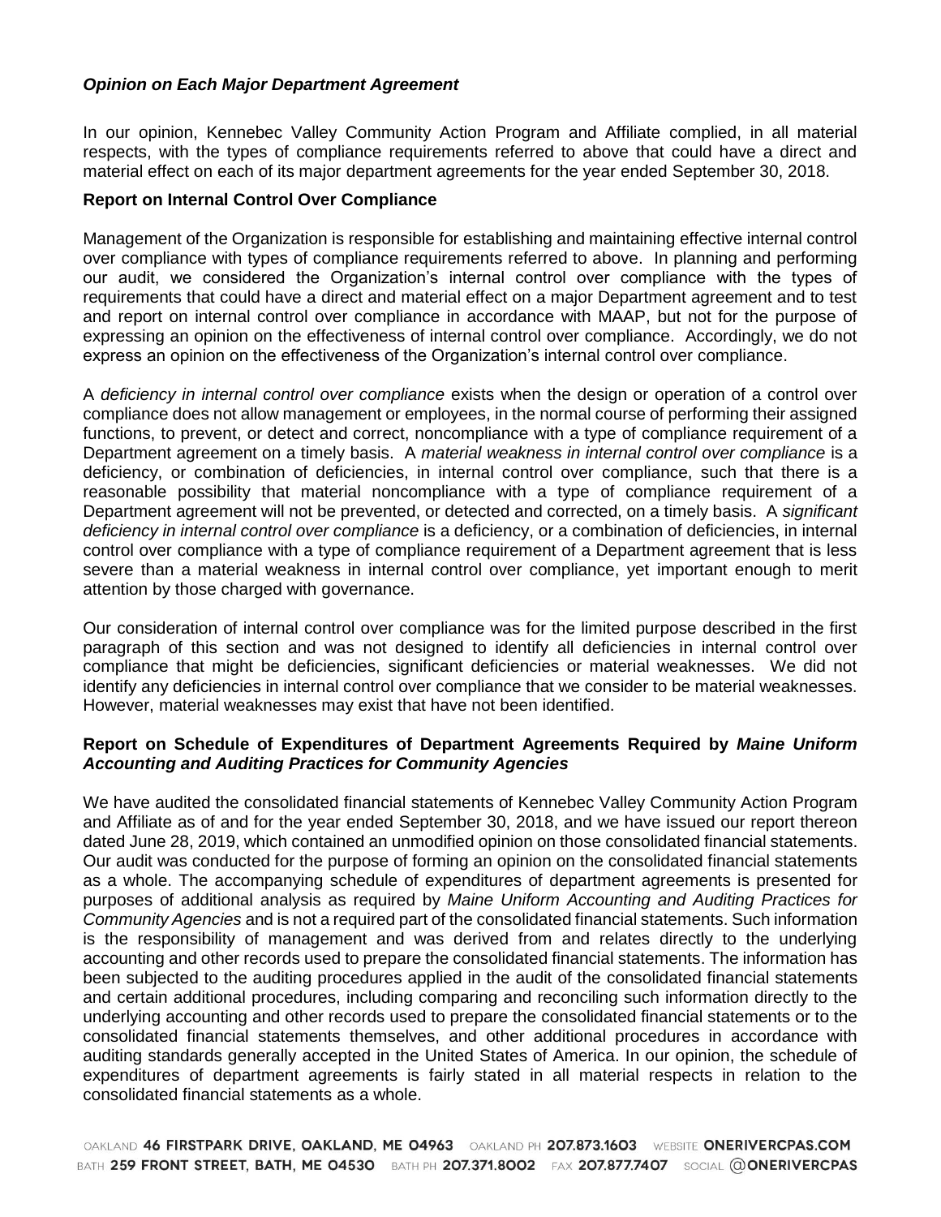### *Opinion on Each Major Department Agreement*

In our opinion, Kennebec Valley Community Action Program and Affiliate complied, in all material respects, with the types of compliance requirements referred to above that could have a direct and material effect on each of its major department agreements for the year ended September 30, 2018.

### Report on Internal Control Over Compliance

Management of the Organization is responsible for establishing and maintaining effective internal control over compliance with types of compliance requirements referred to above. In planning and performing our audit, we considered the Organization's internal control over compliance with the types of requirements that could have a direct and material effect on a major Department agreement and to test and report on internal control over compliance in accordance with MAAP, but not for the purpose of expressing an opinion on the effectiveness of internal control over compliance. Accordingly, we do not express an opinion on the effectiveness of the Organization's internal control over compliance.

A *deficiency in internal control over compliance* exists when the design or operation of a control over compliance does not allow management or employees, in the normal course of performing their assigned functions, to prevent, or detect and correct, noncompliance with a type of compliance requirement of a Department agreement on a timely basis. A *material weakness in internal control over compliance* is a deficiency, or combination of deficiencies, in internal control over compliance, such that there is a reasonable possibility that material noncompliance with a type of compliance requirement of a Department agreement will not be prevented, or detected and corrected, on a timely basis. A *significant deficiency in internal control over compliance* is a deficiency, or a combination of deficiencies, in internal control over compliance with a type of compliance requirement of a Department agreement that is less severe than a material weakness in internal control over compliance, yet important enough to merit attention by those charged with governance.

Our consideration of internal control over compliance was for the limited purpose described in the first paragraph of this section and was not designed to identify all deficiencies in internal control over compliance that might be deficiencies, significant deficiencies or material weaknesses. We did not identify any deficiencies in internal control over compliance that we consider to be material weaknesses. However, material weaknesses may exist that have not been identified.

### Report on Schedule of Expenditures of Department Agreements Required by *Maine Uniform Accounting and Auditing Practices for Community Agencies*

We have audited the consolidated financial statements of Kennebec Valley Community Action Program and Affiliate as of and for the year ended September 30, 2018, and we have issued our report thereon dated June 28, 2019, which contained an unmodified opinion on those consolidated financial statements. Our audit was conducted for the purpose of forming an opinion on the consolidated financial statements as a whole. The accompanying schedule of expenditures of department agreements is presented for purposes of additional analysis as required by *Maine Uniform Accounting and Auditing Practices for Community Agencies* and is not a required part of the consolidated financial statements. Such information is the responsibility of management and was derived from and relates directly to the underlying accounting and other records used to prepare the consolidated financial statements. The information has been subjected to the auditing procedures applied in the audit of the consolidated financial statements and certain additional procedures, including comparing and reconciling such information directly to the underlying accounting and other records used to prepare the consolidated financial statements or to the consolidated financial statements themselves, and other additional procedures in accordance with auditing standards generally accepted in the United States of America. In our opinion, the schedule of expenditures of department agreements is fairly stated in all material respects in relation to the consolidated financial statements as a whole.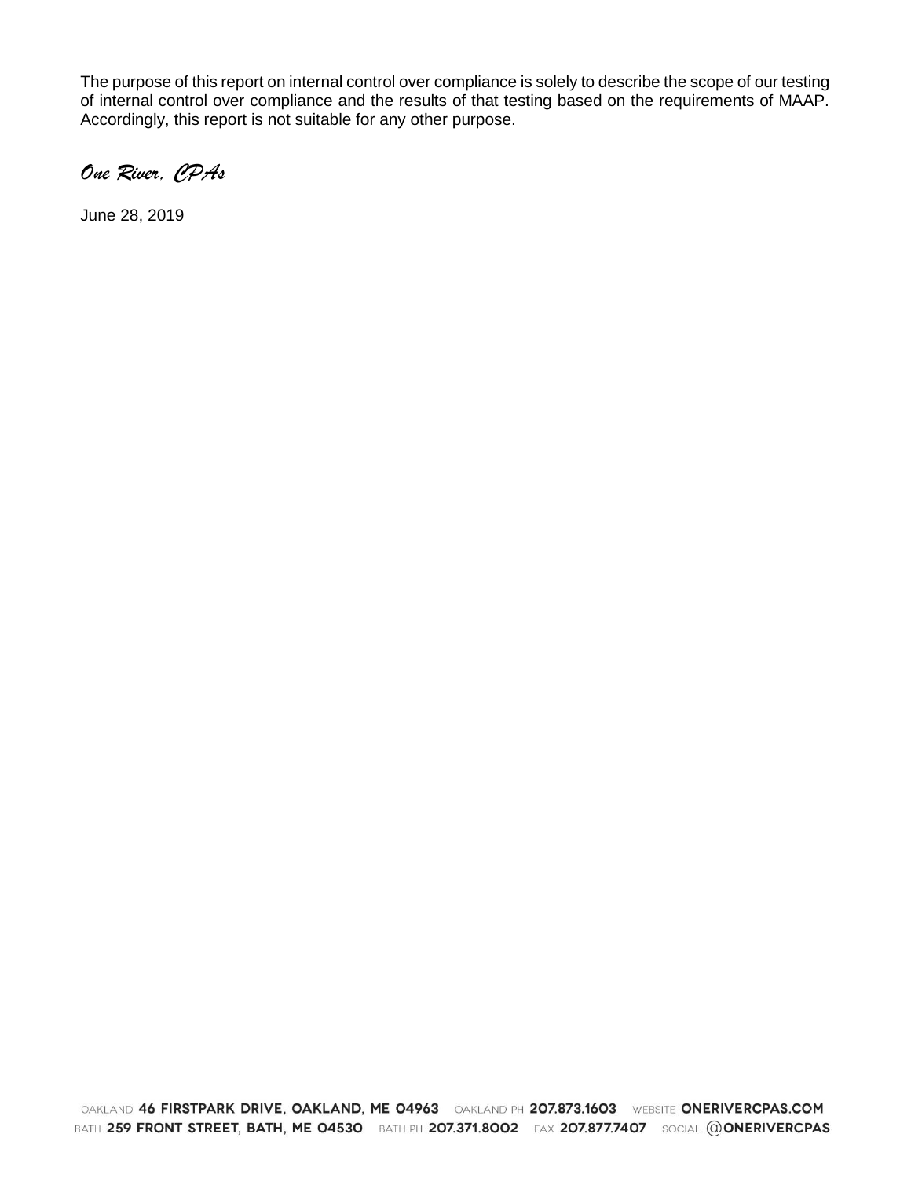The purpose of this report on internal control over compliance is solely to describe the scope of our testing of internal control over compliance and the results of that testing based on the requirements of MAAP. Accordingly, this report is not suitable for any other purpose.

*One River, CPAs*

June 28, 2019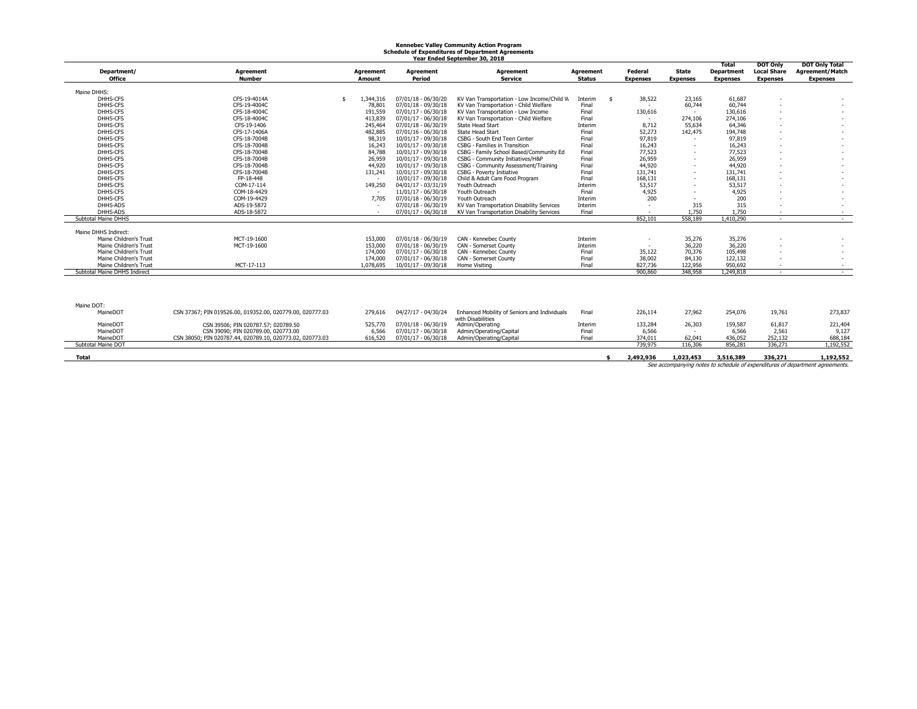**Kennebec Valley Community Action Program**
**Schedule of Expenditures of Department Agreements**
**Year Ended September 30, 2018**

| Department/ Office | Agreement Number | Agreement Amount | Agreement Period | Agreement Service | Agreement Status | Federal Expenses | State Expenses | Total Department Expenses | DOT Only Local Share Expenses | DOT Only Total Agreement/Match Expenses |
|---|---|---|---|---|---|---|---|---|---|---|
| Maine DHHS: | | | | | | | | | | |
| DHHS-CFS | CFS-19-4014A | $ 1,344,316 | 07/01/18 - 06/30/20 | KV Van Transportation - Low Income/Child W | Interim | $ 38,522 | 23,165 | 61,687 | - | - |
| DHHS-CFS | CFS-19-4004C | 78,801 | 07/01/18 - 09/30/18 | KV Van Transportation - Child Welfare | Final | - | 60,744 | 60,744 | - | - |
| DHHS-CFS | CFS-18-4004C | 191,559 | 07/01/17 - 06/30/18 | KV Van Transportation - Low Income | Final | 130,616 | - | 130,616 | - | - |
| DHHS-CFS | CFS-18-4004C | 413,839 | 07/01/17 - 06/30/18 | KV Van Transportation - Child Welfare | Final | - | 274,106 | 274,106 | - | - |
| DHHS-CFS | CFS-19-1406 | 245,464 | 07/01/18 - 06/30/19 | State Head Start | Interim | 8,712 | 55,634 | 64,346 | - | - |
| DHHS-CFS | CFS-17-1406A | 482,885 | 07/01/16 - 06/30/18 | State Head Start | Final | 52,273 | 142,475 | 194,748 | - | - |
| DHHS-CFS | CFS-18-7004B | 98,319 | 10/01/17 - 09/30/18 | CSBG - South End Teen Center | Final | 97,819 | - | 97,819 | - | - |
| DHHS-CFS | CFS-18-7004B | 16,243 | 10/01/17 - 09/30/18 | CSBG - Families in Transition | Final | 16,243 | - | 16,243 | - | - |
| DHHS-CFS | CFS-18-7004B | 84,788 | 10/01/17 - 09/30/18 | CSBG - Family School Based/Community Ed | Final | 77,523 | - | 77,523 | - | - |
| DHHS-CFS | CFS-18-7004B | 26,959 | 10/01/17 - 09/30/18 | CSBG - Community Initiatives/H&P | Final | 26,959 | - | 26,959 | - | - |
| DHHS-CFS | CFS-18-7004B | 44,920 | 10/01/17 - 09/30/18 | CSBG - Community Assessment/Training | Final | 44,920 | - | 44,920 | - | - |
| DHHS-CFS | CFS-18-7004B | 131,241 | 10/01/17 - 09/30/18 | CSBG - Poverty Initiative | Final | 131,741 | - | 131,741 | - | - |
| DHHS-CFS | FP-18-448 | - | 10/01/17 - 09/30/18 | Child & Adult Care Food Program | Final | 168,131 | - | 168,131 | - | - |
| DHHS-CFS | COM-17-114 | 149,250 | 04/01/17 - 03/31/19 | Youth Outreach | Interim | 53,517 | - | 53,517 | - | - |
| DHHS-CFS | COM-18-4429 | - | 11/01/17 - 06/30/18 | Youth Outreach | Final | 4,925 | - | 4,925 | - | - |
| DHHS-CFS | COM-19-4429 | 7,705 | 07/01/18 - 06/30/19 | Youth Outreach | Interim | 200 | - | 200 | - | - |
| DHHS-ADS | ADS-19-5872 | - | 07/01/18 - 06/30/19 | KV Van Transportation Disability Services | Interim | - | 315 | 315 | - | - |
| DHHS-ADS | ADS-18-5872 | - | 07/01/17 - 06/30/18 | KV Van Transportation Disability Services | Final | - | 1,750 | 1,750 | - | - |
| Subtotal Maine DHHS | | | | | | 852,101 | 558,189 | 1,410,290 | - | - |
| Maine DHHS Indirect: | | | | | | | | | | |
| Maine Children's Trust | MCT-19-1600 | 153,000 | 07/01/18 - 06/30/19 | CAN - Kennebec County | Interim | - | 35,276 | 35,276 | - | - |
| Maine Children's Trust | MCT-19-1600 | 153,000 | 07/01/18 - 06/30/19 | CAN - Somerset County | Interim | - | 36,220 | 36,220 | - | - |
| Maine Children's Trust | | 174,000 | 07/01/17 - 06/30/18 | CAN - Kennebec County | Final | 35,122 | 70,376 | 105,498 | - | - |
| Maine Children's Trust | | 174,000 | 07/01/17 - 06/30/18 | CAN - Somerset County | Final | 38,002 | 84,130 | 122,132 | - | - |
| Maine Children's Trust | MCT-17-113 | 1,078,695 | 10/01/17 - 09/30/18 | Home Visiting | Final | 827,736 | 122,956 | 950,692 | - | - |
| Subtotal Maine DHHS Indirect | | | | | | 900,860 | 348,958 | 1,249,818 | - | - |
| Maine DOT: | | | | | | | | | | |
| MaineDOT | CSN 37367; PIN 019526.00, 019352.00, 020779.00, 020777.03 | 279,616 | 04/27/17 - 04/30/24 | Enhanced Mobility of Seniors and Individuals with Disabilities | Final | 226,114 | 27,962 | 254,076 | 19,761 | 273,837 |
| MaineDOT | CSN 39506; PIN 020787.57; 020789.50 | 525,770 | 07/01/18 - 06/30/19 | Admin/Operating | Interim | 133,284 | 26,303 | 159,587 | 61,817 | 221,404 |
| MaineDOT | CSN 39090; PIN 020789.00, 020773.00 | 6,566 | 07/01/17 - 06/30/18 | Admin/Operating/Capital | Final | 6,566 | - | 6,566 | 2,561 | 9,127 |
| MaineDOT | CSN 38050; PIN 020787.44, 020789.10, 020773.02, 020773.03 | 616,520 | 07/01/17 - 06/30/18 | Admin/Operating/Capital | Final | 374,011 | 62,041 | 436,052 | 252,132 | 688,184 |
| Subtotal Maine DOT | | | | | | 739,975 | 116,306 | 856,281 | 336,271 | 1,192,552 |
| **Total** | | | | | | **$ 2,492,936** | **1,023,453** | **3,516,389** | **336,271** | **1,192,552** |

*See accompanying notes to schedule of expenditures of department agreements.*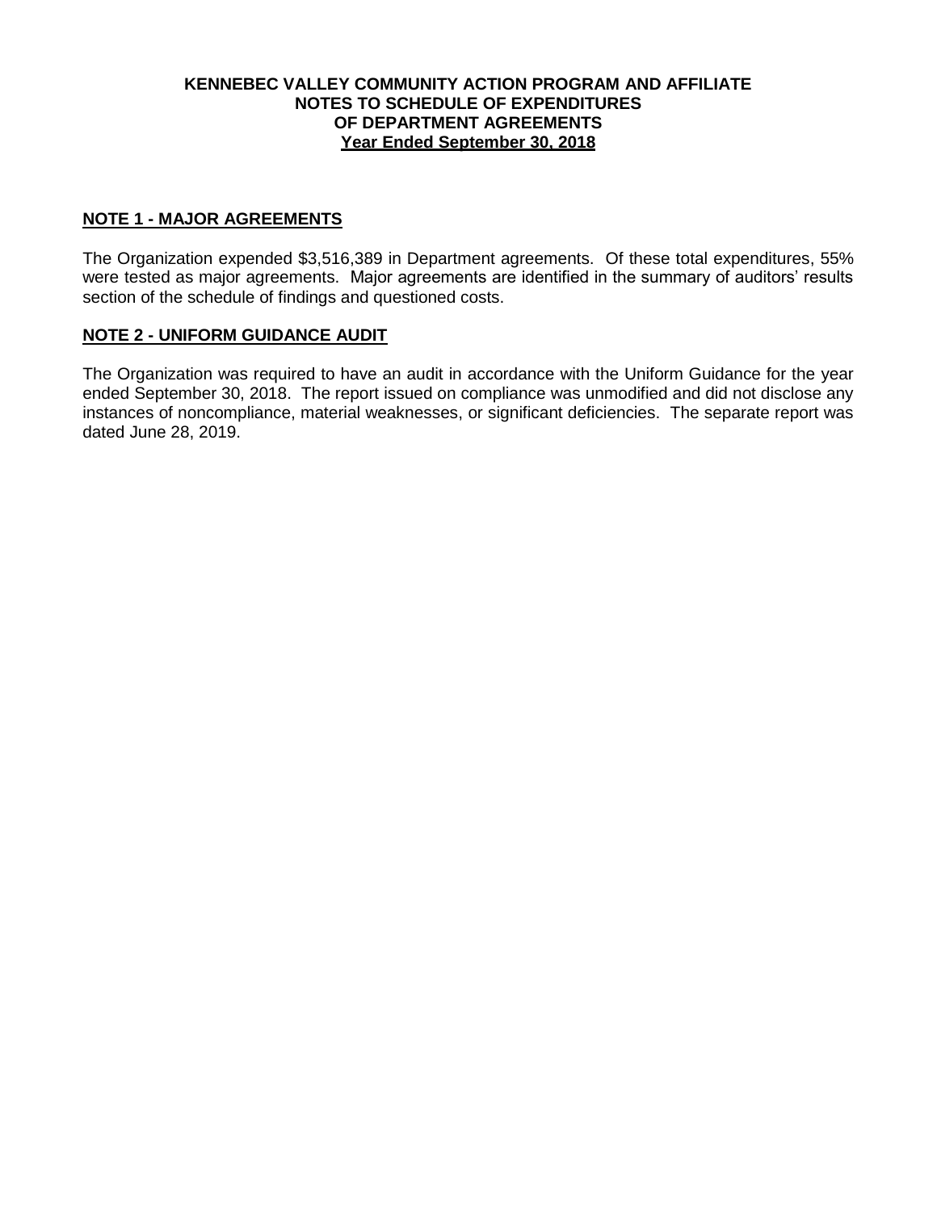# KENNEBEC VALLEY COMMUNITY ACTION PROGRAM AND AFFILIATE
## NOTES TO SCHEDULE OF EXPENDITURES OF DEPARTMENT AGREEMENTS
### Year Ended September 30, 2018

**NOTE 1 - MAJOR AGREEMENTS**

The Organization expended \$3,516,389 in Department agreements. Of these total expenditures, 55% were tested as major agreements. Major agreements are identified in the summary of auditors' results section of the schedule of findings and questioned costs.

**NOTE 2 - UNIFORM GUIDANCE AUDIT**

The Organization was required to have an audit in accordance with the Uniform Guidance for the year ended September 30, 2018. The report issued on compliance was unmodified and did not disclose any instances of noncompliance, material weaknesses, or significant deficiencies. The separate report was dated June 28, 2019.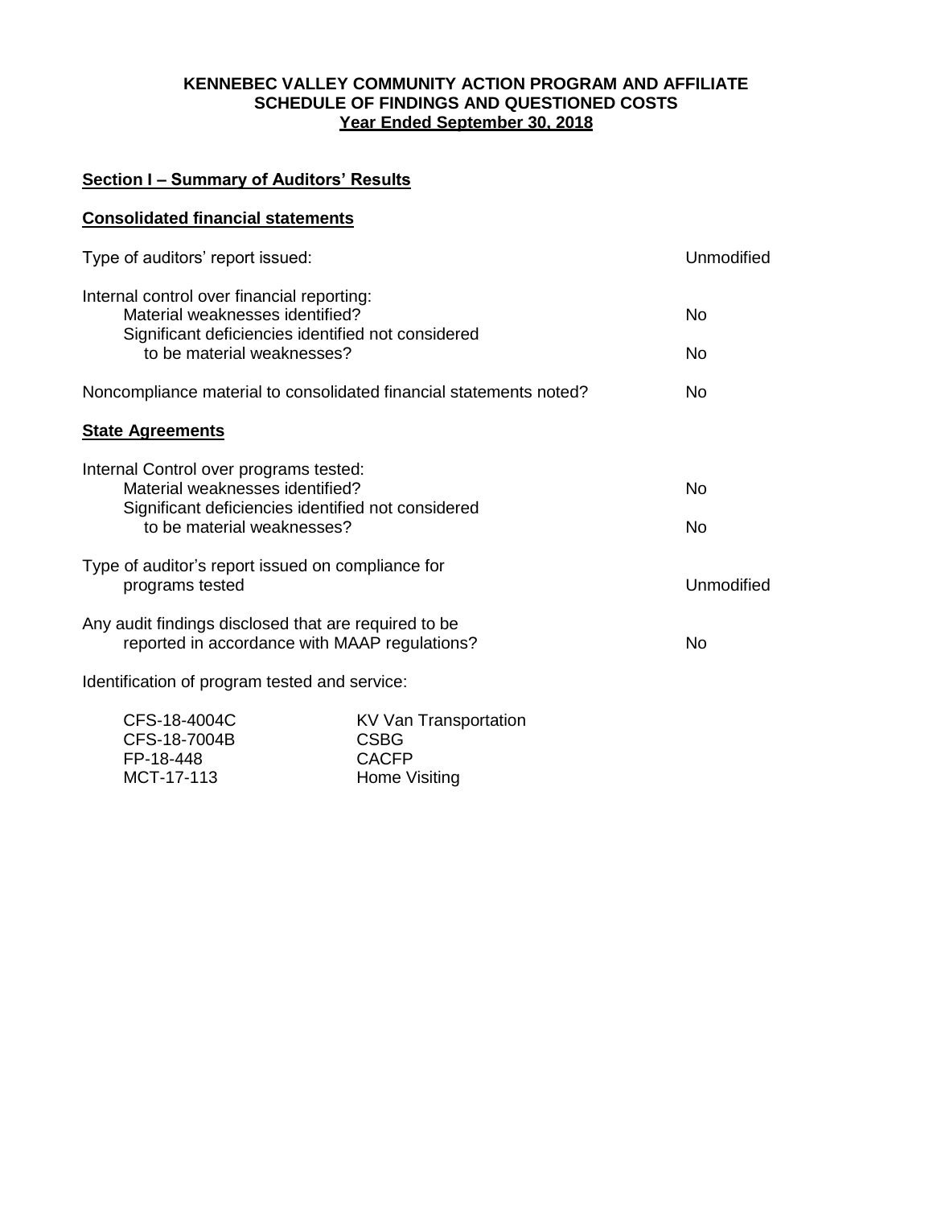**KENNEBEC VALLEY COMMUNITY ACTION PROGRAM AND AFFILIATE**
**SCHEDULE OF FINDINGS AND QUESTIONED COSTS**
**Year Ended September 30, 2018**

## Section I – Summary of Auditors' Results

### Consolidated financial statements

| | |
|---|---|
| Type of auditors' report issued: | Unmodified |
| Internal control over financial reporting: | |
| Material weaknesses identified? | No |
| Significant deficiencies identified not considered to be material weaknesses? | No |
| Noncompliance material to consolidated financial statements noted? | No |

### State Agreements

| | |
|---|---|
| Internal Control over programs tested: | |
| Material weaknesses identified? | No |
| Significant deficiencies identified not considered to be material weaknesses? | No |
| Type of auditor's report issued on compliance for programs tested | Unmodified |
| Any audit findings disclosed that are required to be reported in accordance with MAAP regulations? | No |

Identification of program tested and service:

| | |
|---|---|
| CFS-18-4004C | KV Van Transportation |
| CFS-18-7004B | CSBG |
| FP-18-448 | CACFP |
| MCT-17-113 | Home Visiting |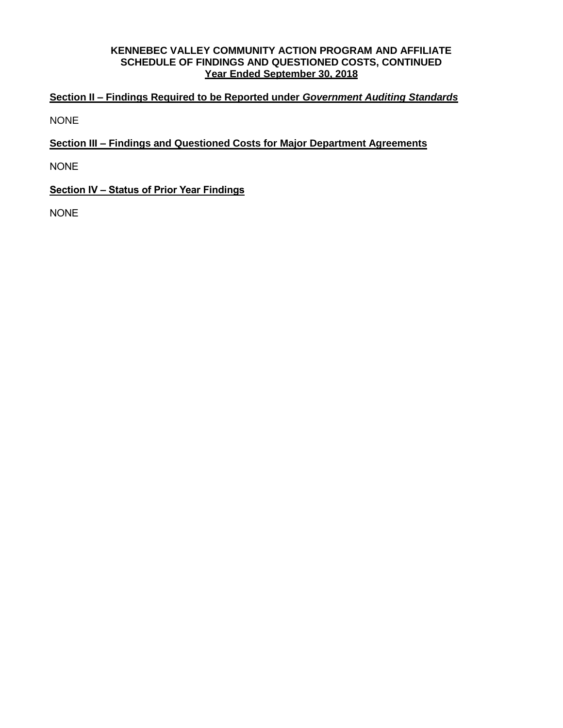**KENNEBEC VALLEY COMMUNITY ACTION PROGRAM AND AFFILIATE**
**SCHEDULE OF FINDINGS AND QUESTIONED COSTS, CONTINUED**
**Year Ended September 30, 2018**

## Section II – Findings Required to be Reported under *Government Auditing Standards*

NONE

## Section III – Findings and Questioned Costs for Major Department Agreements

NONE

## Section IV – Status of Prior Year Findings

NONE